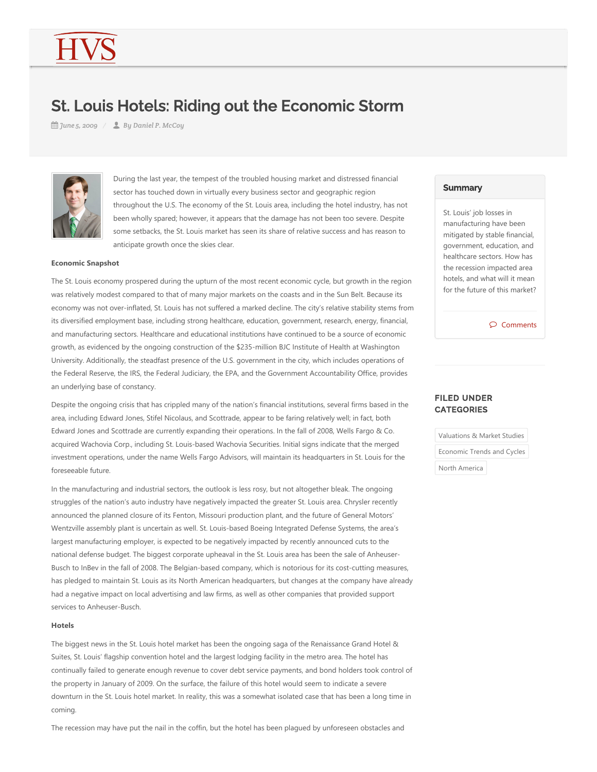# St. Louis Hotels: Riding out the Economic Storm

*June 5, 2009 / By Daniel P. McCoy*

During the last year, the tempest of the troubled housing market and distressed financial sector has touched down in virtually every business sector and geographic region throughout the U.S. The economy of the St. Louis area, including the hotel industry, has not been wholly spared; however, it appears that the damage has not been too severe. Despite some setbacks, the St. Louis market has seen its share of relative success and has reason to anticipate growth once the skies clear.

**Economic Snapshot**

The St. Louis economy prospered during the upturn of the most recent economic cycle, but growth in the region was relatively modest compared to that of many major markets on the coasts and in the Sun Belt. Because its economy was not over-inflated, St. Louis has not suffered a marked decline. The city's relative stability stems from its diversified employment base, including strong healthcare, education, government, research, energy, financial, and manufacturing sectors. Healthcare and educational institutions have continued to be a source of economic growth, as evidenced by the ongoing construction of the $235-million BJC Institute of Health at Washington University. Additionally, the steadfast presence of the U.S. government in the city, which includes operations of the Federal Reserve, the IRS, the Federal Judiciary, the EPA, and the Government Accountability Office, provides an underlying base of constancy.

Despite the ongoing crisis that has crippled many of the nation's financial institutions, several firms based in the area, including Edward Jones, Stifel Nicolaus, and Scottrade, appear to be faring relatively well; in fact, both Edward Jones and Scottrade are currently expanding their operations. In the fall of 2008, Wells Fargo & Co. acquired Wachovia Corp., including St. Louis-based Wachovia Securities. Initial signs indicate that the merged investment operations, under the name Wells Fargo Advisors, will maintain its headquarters in St. Louis for the foreseeable future.

In the manufacturing and industrial sectors, the outlook is less rosy, but not altogether bleak. The ongoing struggles of the nation's auto industry have negatively impacted the greater St. Louis area. Chrysler recently announced the planned closure of its Fenton, Missouri production plant, and the future of General Motors' Wentzville assembly plant is uncertain as well. St. Louis-based Boeing Integrated Defense Systems, the area's largest manufacturing employer, is expected to be negatively impacted by recently announced cuts to the national defense budget. The biggest corporate upheaval in the St. Louis area has been the sale of Anheuser-Busch to InBev in the fall of 2008. The Belgian-based company, which is notorious for its cost-cutting measures, has pledged to maintain St. Louis as its North American headquarters, but changes at the company have already had a negative impact on local advertising and law firms, as well as other companies that provided support services to Anheuser-Busch.

**Hotels**

The biggest news in the St. Louis hotel market has been the ongoing saga of the Renaissance Grand Hotel & Suites, St. Louis' flagship convention hotel and the largest lodging facility in the metro area. The hotel has continually failed to generate enough revenue to cover debt service payments, and bond holders took control of the property in January of 2009. On the surface, the failure of this hotel would seem to indicate a severe downturn in the St. Louis hotel market. In reality, this was a somewhat isolated case that has been a long time in coming.

The recession may have put the nail in the coffin, but the hotel has been plagued by unforeseen obstacles and

## Summary

St. Louis' job losses in manufacturing have been mitigated by stable financial, government, education, and healthcare sectors. How has the recession impacted area hotels, and what will it mean for the future of this market?

Comments

## FILED UNDER CATEGORIES

- Valuations & Market Studies
- Economic Trends and Cycles
- North America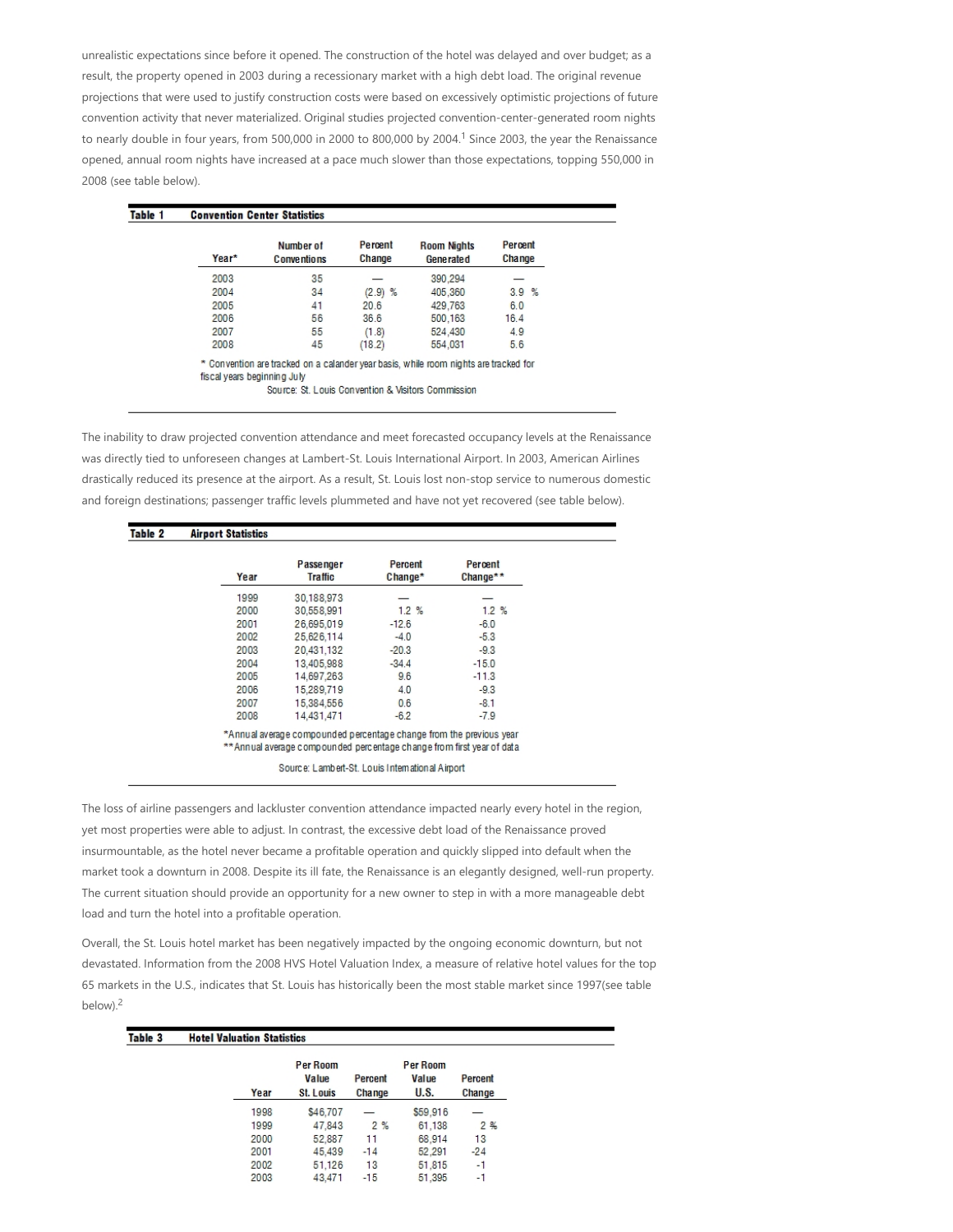unrealistic expectations since before it opened. The construction of the hotel was delayed and over budget; as a result, the property opened in 2003 during a recessionary market with a high debt load. The original revenue projections that were used to justify construction costs were based on excessively optimistic projections of future convention activity that never materialized. Original studies projected convention-center-generated room nights to nearly double in four years, from 500,000 in 2000 to 800,000 by 2004.[1] Since 2003, the year the Renaissance opened, annual room nights have increased at a pace much slower than those expectations, topping 550,000 in 2008 (see table below).

**Table 1 Convention Center Statistics**

| Year* | Number of Conventions | Percent Change | Room Nights Generated | Percent Change |
|---|---|---|---|---|
| 2003 | 35 | — | 390,294 | — |
| 2004 | 34 | (2.9) % | 405,360 | 3.9 % |
| 2005 | 41 | 20.6 | 429,763 | 6.0 |
| 2006 | 56 | 36.6 | 500,163 | 16.4 |
| 2007 | 55 | (1.8) | 524,430 | 4.9 |
| 2008 | 45 | (18.2) | 554,031 | 5.6 |

\* Convention are tracked on a calander year basis, while room nights are tracked for fiscal years beginning July

Source: St. Louis Convention & Visitors Commission

The inability to draw projected convention attendance and meet forecasted occupancy levels at the Renaissance was directly tied to unforeseen changes at Lambert-St. Louis International Airport. In 2003, American Airlines drastically reduced its presence at the airport. As a result, St. Louis lost non-stop service to numerous domestic and foreign destinations; passenger traffic levels plummeted and have not yet recovered (see table below).

**Table 2 Airport Statistics**

| Year | Passenger Traffic | Percent Change* | Percent Change** |
|---|---|---|---|
| 1999 | 30,188,973 | — | — |
| 2000 | 30,558,991 | 1.2 % | 1.2 % |
| 2001 | 26,695,019 | -12.6 | -6.0 |
| 2002 | 25,626,114 | -4.0 | -5.3 |
| 2003 | 20,431,132 | -20.3 | -9.3 |
| 2004 | 13,405,988 | -34.4 | -15.0 |
| 2005 | 14,697,263 | 9.6 | -11.3 |
| 2006 | 15,289,719 | 4.0 | -9.3 |
| 2007 | 15,384,556 | 0.6 | -8.1 |
| 2008 | 14,431,471 | -6.2 | -7.9 |

*Annual average compounded percentage change from the previous year

**Annual average compounded percentage change from first year of data

Source: Lambert-St. Louis International Airport

The loss of airline passengers and lackluster convention attendance impacted nearly every hotel in the region, yet most properties were able to adjust. In contrast, the excessive debt load of the Renaissance proved insurmountable, as the hotel never became a profitable operation and quickly slipped into default when the market took a downturn in 2008. Despite its ill fate, the Renaissance is an elegantly designed, well-run property. The current situation should provide an opportunity for a new owner to step in with a more manageable debt load and turn the hotel into a profitable operation.

Overall, the St. Louis hotel market has been negatively impacted by the ongoing economic downturn, but not devastated. Information from the 2008 HVS Hotel Valuation Index, a measure of relative hotel values for the top 65 markets in the U.S., indicates that St. Louis has historically been the most stable market since 1997(see table below).[2]

**Table 3 Hotel Valuation Statistics**

| Year | Per Room Value St. Louis | Percent Change | Per Room Value U.S. | Percent Change |
|---|---|---|---|---|
| 1998 | $46,707 | — | $59,916 | — |
| 1999 | 47,843 | 2 % | 61,138 | 2 % |
| 2000 | 52,887 | 11 | 68,914 | 13 |
| 2001 | 45,439 | -14 | 52,291 | -24 |
| 2002 | 51,126 | 13 | 51,815 | -1 |
| 2003 | 43,471 | -15 | 51,395 | -1 |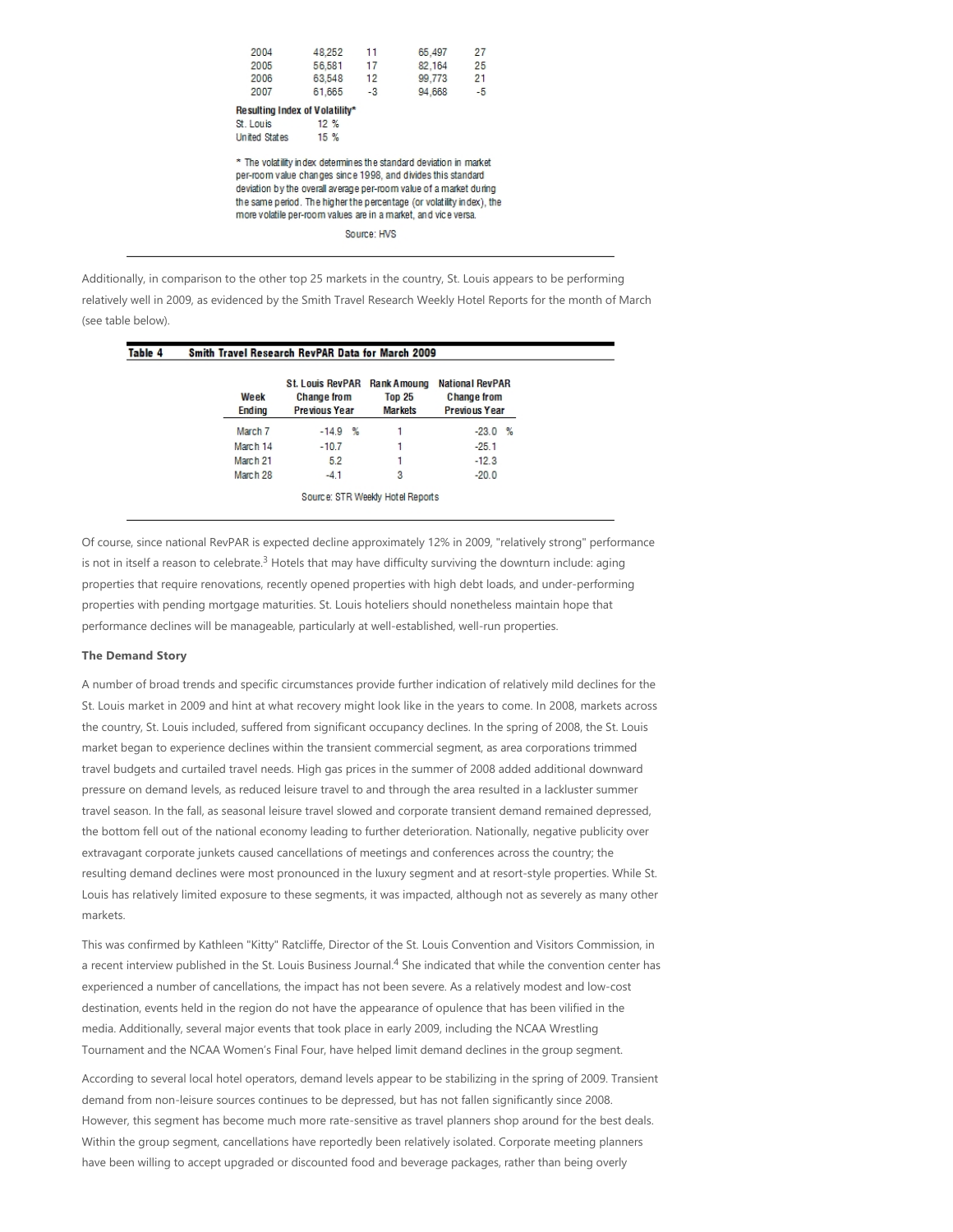| | | | | |
|---|---|---|---|---|
| 2004 | 48,252 | 11 | 65,497 | 27 |
| 2005 | 56,581 | 17 | 82,164 | 25 |
| 2006 | 63,548 | 12 | 99,773 | 21 |
| 2007 | 61,665 | -3 | 94,668 | -5 |

**Resulting Index of Volatility***

| | |
|---|---|
| St. Louis | 12 % |
| United States | 15 % |

* The volatility index determines the standard deviation in market per-room value changes since 1998, and divides this standard deviation by the overall average per-room value of a market during the same period. The higher the percentage (or volatility index), the more volatile per-room values are in a market, and vice versa.

Source: HVS

Additionally, in comparison to the other top 25 markets in the country, St. Louis appears to be performing relatively well in 2009, as evidenced by the Smith Travel Research Weekly Hotel Reports for the month of March (see table below).

**Table 4 Smith Travel Research RevPAR Data for March 2009**

| Week Ending | St. Louis RevPAR Change from Previous Year | Rank Amoung Top 25 Markets | National RevPAR Change from Previous Year |
|---|---|---|---|
| March 7 | -14.9 % | 1 | -23.0 % |
| March 14 | -10.7 | 1 | -25.1 |
| March 21 | 5.2 | 1 | -12.3 |
| March 28 | -4.1 | 3 | -20.0 |

Source: STR Weekly Hotel Reports

Of course, since national RevPAR is expected decline approximately 12% in 2009, "relatively strong" performance is not in itself a reason to celebrate.[3] Hotels that may have difficulty surviving the downturn include: aging properties that require renovations, recently opened properties with high debt loads, and under-performing properties with pending mortgage maturities. St. Louis hoteliers should nonetheless maintain hope that performance declines will be manageable, particularly at well-established, well-run properties.

**The Demand Story**

A number of broad trends and specific circumstances provide further indication of relatively mild declines for the St. Louis market in 2009 and hint at what recovery might look like in the years to come. In 2008, markets across the country, St. Louis included, suffered from significant occupancy declines. In the spring of 2008, the St. Louis market began to experience declines within the transient commercial segment, as area corporations trimmed travel budgets and curtailed travel needs. High gas prices in the summer of 2008 added additional downward pressure on demand levels, as reduced leisure travel to and through the area resulted in a lackluster summer travel season. In the fall, as seasonal leisure travel slowed and corporate transient demand remained depressed, the bottom fell out of the national economy leading to further deterioration. Nationally, negative publicity over extravagant corporate junkets caused cancellations of meetings and conferences across the country; the resulting demand declines were most pronounced in the luxury segment and at resort-style properties. While St. Louis has relatively limited exposure to these segments, it was impacted, although not as severely as many other markets.

This was confirmed by Kathleen "Kitty" Ratcliffe, Director of the St. Louis Convention and Visitors Commission, in a recent interview published in the St. Louis Business Journal.[4] She indicated that while the convention center has experienced a number of cancellations, the impact has not been severe. As a relatively modest and low-cost destination, events held in the region do not have the appearance of opulence that has been vilified in the media. Additionally, several major events that took place in early 2009, including the NCAA Wrestling Tournament and the NCAA Women's Final Four, have helped limit demand declines in the group segment.

According to several local hotel operators, demand levels appear to be stabilizing in the spring of 2009. Transient demand from non-leisure sources continues to be depressed, but has not fallen significantly since 2008. However, this segment has become much more rate-sensitive as travel planners shop around for the best deals. Within the group segment, cancellations have reportedly been relatively isolated. Corporate meeting planners have been willing to accept upgraded or discounted food and beverage packages, rather than being overly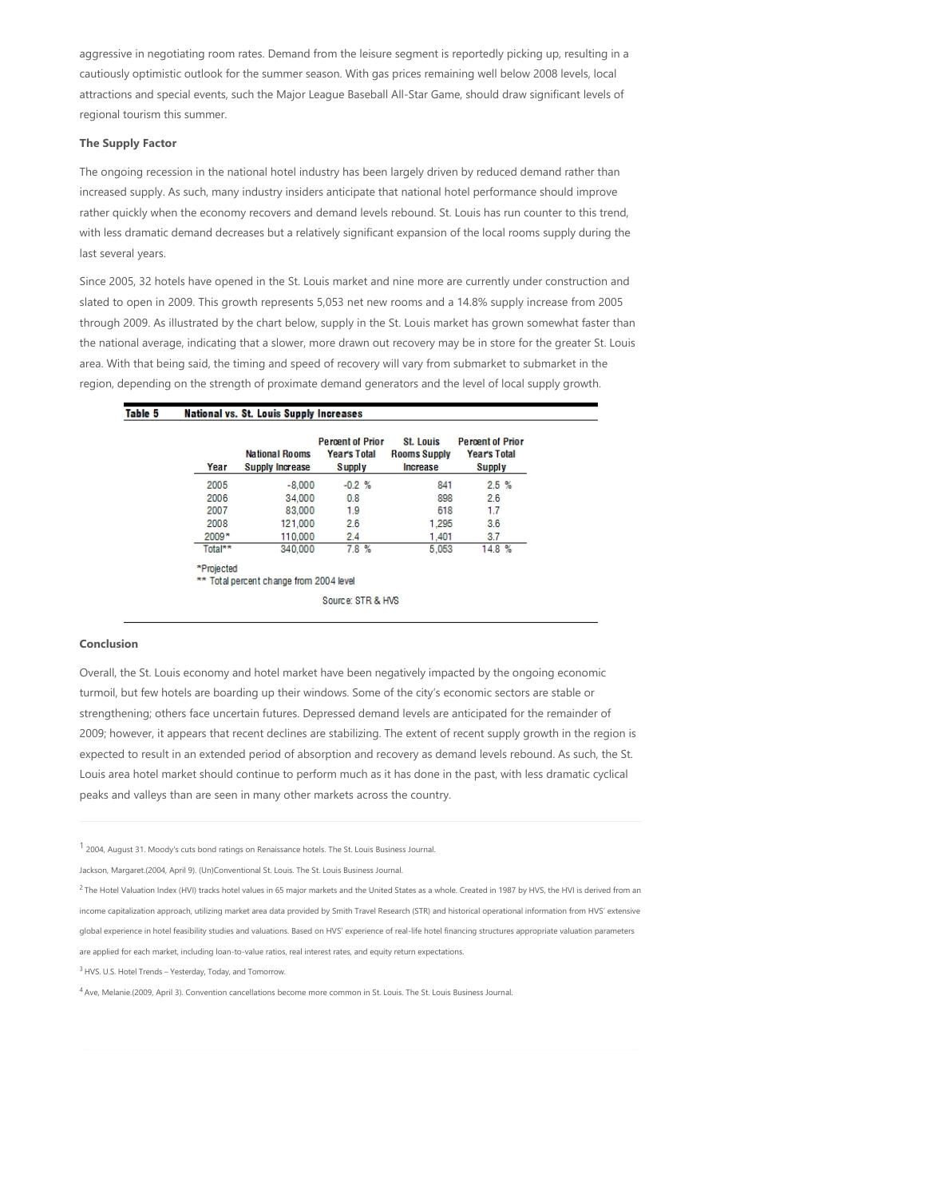aggressive in negotiating room rates. Demand from the leisure segment is reportedly picking up, resulting in a cautiously optimistic outlook for the summer season. With gas prices remaining well below 2008 levels, local attractions and special events, such the Major League Baseball All-Star Game, should draw significant levels of regional tourism this summer.

**The Supply Factor**

The ongoing recession in the national hotel industry has been largely driven by reduced demand rather than increased supply. As such, many industry insiders anticipate that national hotel performance should improve rather quickly when the economy recovers and demand levels rebound. St. Louis has run counter to this trend, with less dramatic demand decreases but a relatively significant expansion of the local rooms supply during the last several years.

Since 2005, 32 hotels have opened in the St. Louis market and nine more are currently under construction and slated to open in 2009. This growth represents 5,053 net new rooms and a 14.8% supply increase from 2005 through 2009. As illustrated by the chart below, supply in the St. Louis market has grown somewhat faster than the national average, indicating that a slower, more drawn out recovery may be in store for the greater St. Louis area. With that being said, the timing and speed of recovery will vary from submarket to submarket in the region, depending on the strength of proximate demand generators and the level of local supply growth.

**Table 5 National vs. St. Louis Supply Increases**

| Year | National Rooms Supply Increase | Percent of Prior Year's Total Supply | St. Louis Rooms Supply Increase | Percent of Prior Year's Total Supply |
|---|---|---|---|---|
| 2005 | -8,000 | -0.2 % | 841 | 2.5 % |
| 2006 | 34,000 | 0.8 | 898 | 2.6 |
| 2007 | 83,000 | 1.9 | 618 | 1.7 |
| 2008 | 121,000 | 2.6 | 1,295 | 3.6 |
| 2009* | 110,000 | 2.4 | 1,401 | 3.7 |
| Total** | 340,000 | 7.8 % | 5,053 | 14.8 % |

*Projected

** Total percent change from 2004 level

Source: STR & HVS

**Conclusion**

Overall, the St. Louis economy and hotel market have been negatively impacted by the ongoing economic turmoil, but few hotels are boarding up their windows. Some of the city's economic sectors are stable or strengthening; others face uncertain futures. Depressed demand levels are anticipated for the remainder of 2009; however, it appears that recent declines are stabilizing. The extent of recent supply growth in the region is expected to result in an extended period of absorption and recovery as demand levels rebound. As such, the St. Louis area hotel market should continue to perform much as it has done in the past, with less dramatic cyclical peaks and valleys than are seen in many other markets across the country.

---

[1] 2004, August 31. Moody's cuts bond ratings on Renaissance hotels. The St. Louis Business Journal.

Jackson, Margaret.(2004, April 9). (Un)Conventional St. Louis. The St. Louis Business Journal.

[2] The Hotel Valuation Index (HVI) tracks hotel values in 65 major markets and the United States as a whole. Created in 1987 by HVS, the HVI is derived from an income capitalization approach, utilizing market area data provided by Smith Travel Research (STR) and historical operational information from HVS' extensive global experience in hotel feasibility studies and valuations. Based on HVS' experience of real-life hotel financing structures appropriate valuation parameters are applied for each market, including loan-to-value ratios, real interest rates, and equity return expectations.

[3] HVS. U.S. Hotel Trends – Yesterday, Today, and Tomorrow.

[4] Ave, Melanie.(2009, April 3). Convention cancellations become more common in St. Louis. The St. Louis Business Journal.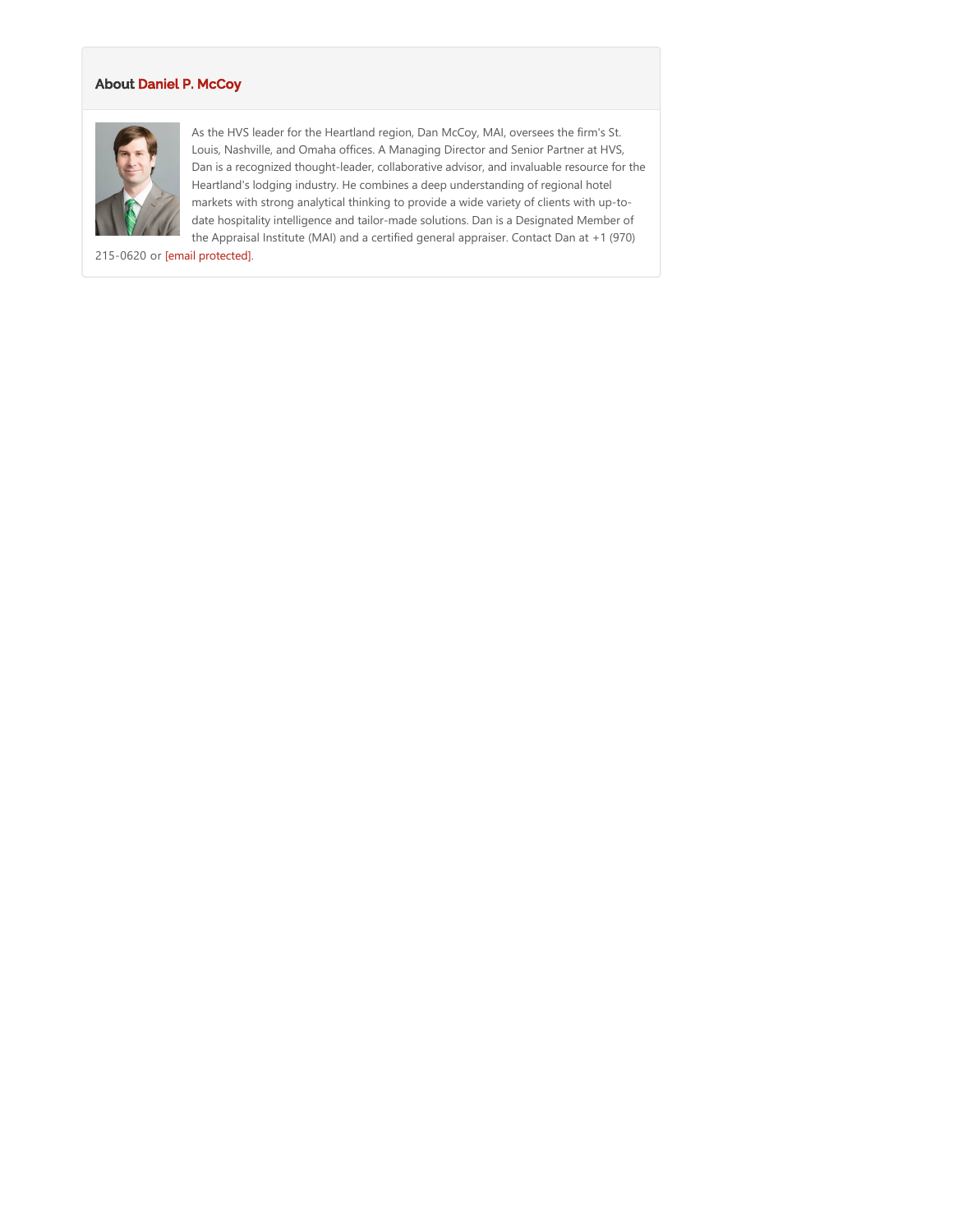### About Daniel P. McCoy

As the HVS leader for the Heartland region, Dan McCoy, MAI, oversees the firm's St. Louis, Nashville, and Omaha offices. A Managing Director and Senior Partner at HVS, Dan is a recognized thought-leader, collaborative advisor, and invaluable resource for the Heartland's lodging industry. He combines a deep understanding of regional hotel markets with strong analytical thinking to provide a wide variety of clients with up-to-date hospitality intelligence and tailor-made solutions. Dan is a Designated Member of the Appraisal Institute (MAI) and a certified general appraiser. Contact Dan at +1 (970) 215-0620 or [email protected].